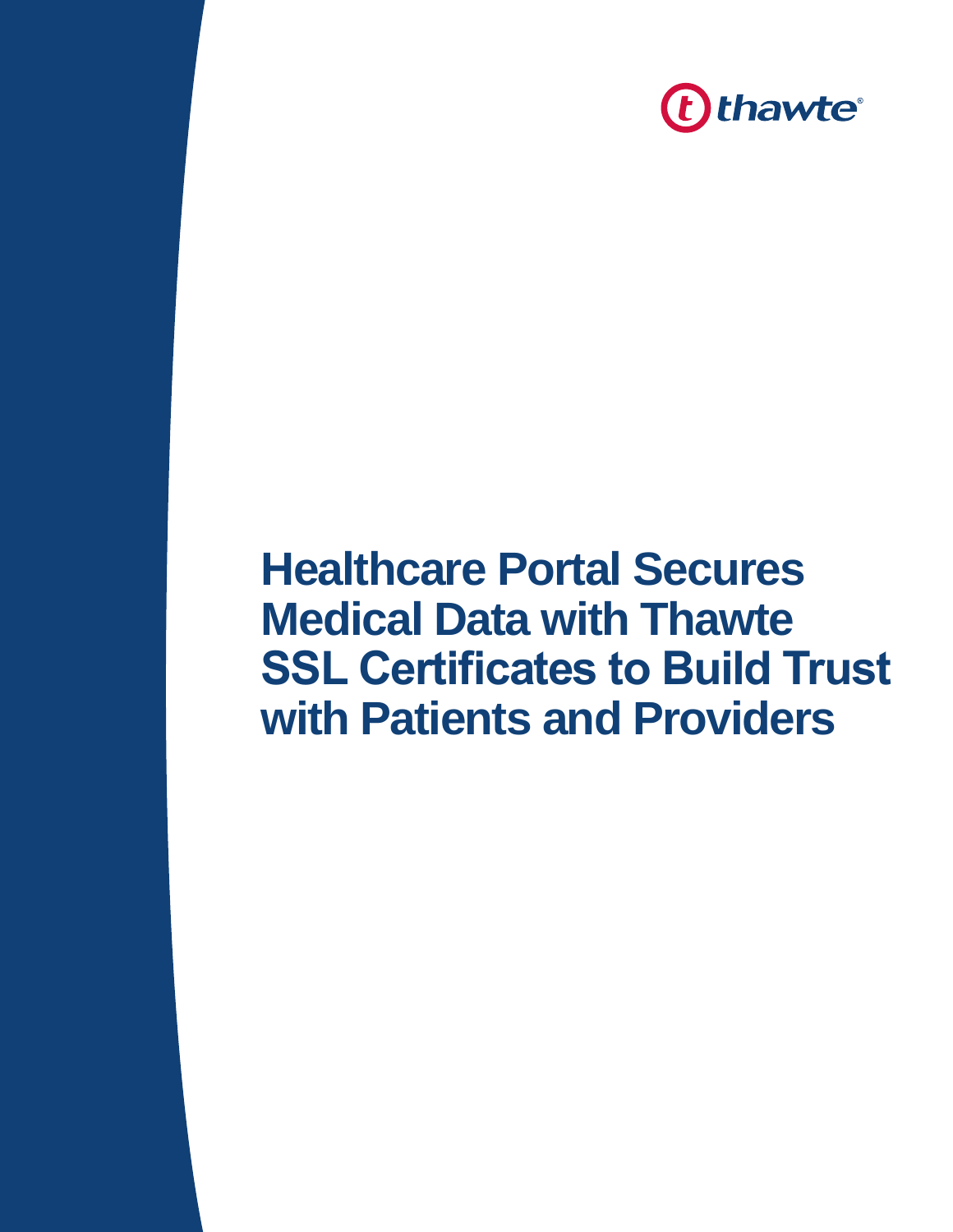thawte®

# Healthcare Portal Secures Medical Data with Thawte SSL Certificates to Build Trust with Patients and Providers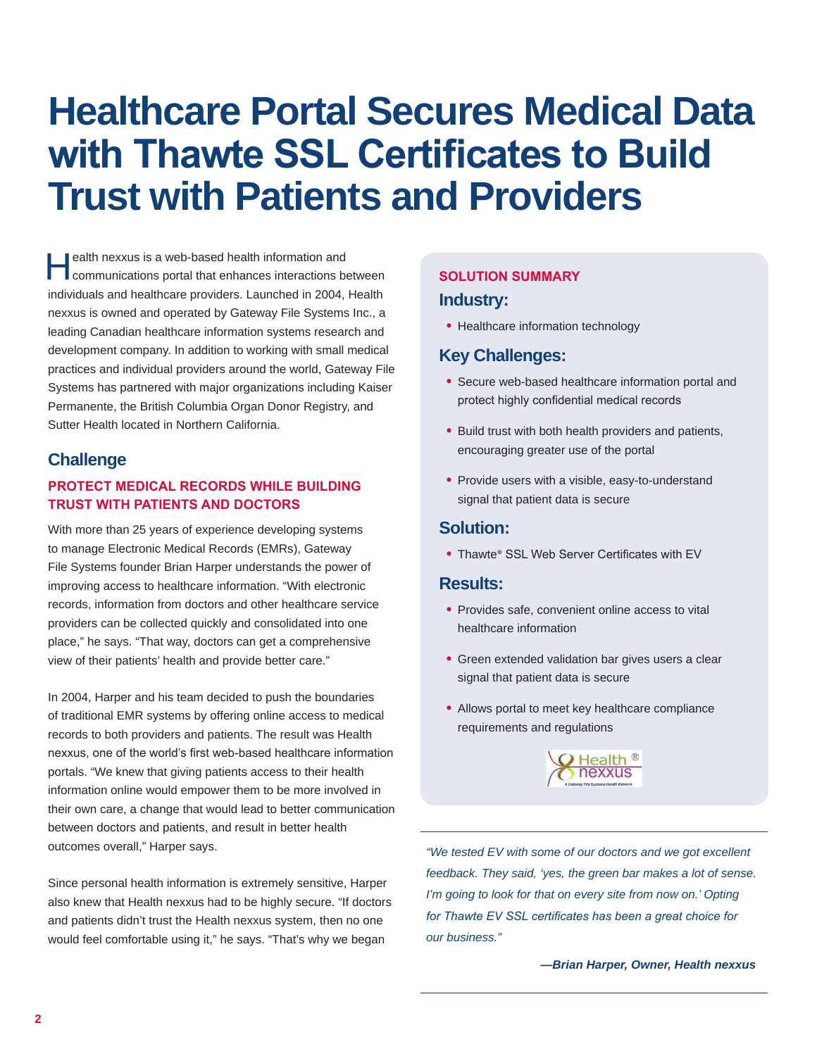# Healthcare Portal Secures Medical Data with Thawte SSL Certificates to Build Trust with Patients and Providers

Health nexxus is a web-based health information and communications portal that enhances interactions between individuals and healthcare providers. Launched in 2004, Health nexxus is owned and operated by Gateway File Systems Inc., a leading Canadian healthcare information systems research and development company. In addition to working with small medical practices and individual providers around the world, Gateway File Systems has partnered with major organizations including Kaiser Permanente, the British Columbia Organ Donor Registry, and Sutter Health located in Northern California.

## Challenge

### PROTECT MEDICAL RECORDS WHILE BUILDING TRUST WITH PATIENTS AND DOCTORS

With more than 25 years of experience developing systems to manage Electronic Medical Records (EMRs), Gateway File Systems founder Brian Harper understands the power of improving access to healthcare information. "With electronic records, information from doctors and other healthcare service providers can be collected quickly and consolidated into one place," he says. "That way, doctors can get a comprehensive view of their patients' health and provide better care."

In 2004, Harper and his team decided to push the boundaries of traditional EMR systems by offering online access to medical records to both providers and patients. The result was Health nexxus, one of the world's first web-based healthcare information portals. "We knew that giving patients access to their health information online would empower them to be more involved in their own care, a change that would lead to better communication between doctors and patients, and result in better health outcomes overall," Harper says.

Since personal health information is extremely sensitive, Harper also knew that Health nexxus had to be highly secure. "If doctors and patients didn't trust the Health nexxus system, then no one would feel comfortable using it," he says. "That's why we began

---

**SOLUTION SUMMARY**

**Industry:**

- Healthcare information technology

**Key Challenges:**

- Secure web-based healthcare information portal and protect highly confidential medical records
- Build trust with both health providers and patients, encouraging greater use of the portal
- Provide users with a visible, easy-to-understand signal that patient data is secure

**Solution:**

- Thawte® SSL Web Server Certificates with EV

**Results:**

- Provides safe, convenient online access to vital healthcare information
- Green extended validation bar gives users a clear signal that patient data is secure
- Allows portal to meet key healthcare compliance requirements and regulations

Health® nexxus
A Gateway File Systems Health Network

---

*"We tested EV with some of our doctors and we got excellent feedback. They said, 'yes, the green bar makes a lot of sense. I'm going to look for that on every site from now on.' Opting for Thawte EV SSL certificates has been a great choice for our business."*

***—Brian Harper, Owner, Health nexxus***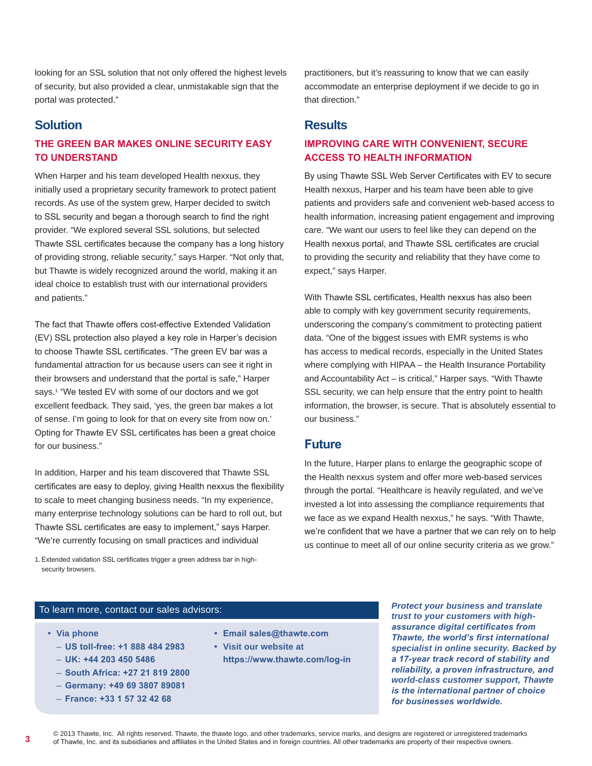looking for an SSL solution that not only offered the highest levels of security, but also provided a clear, unmistakable sign that the portal was protected."

## Solution

### THE GREEN BAR MAKES ONLINE SECURITY EASY TO UNDERSTAND

When Harper and his team developed Health nexxus, they initially used a proprietary security framework to protect patient records. As use of the system grew, Harper decided to switch to SSL security and began a thorough search to find the right provider. "We explored several SSL solutions, but selected Thawte SSL certificates because the company has a long history of providing strong, reliable security," says Harper. "Not only that, but Thawte is widely recognized around the world, making it an ideal choice to establish trust with our international providers and patients."

The fact that Thawte offers cost-effective Extended Validation (EV) SSL protection also played a key role in Harper's decision to choose Thawte SSL certificates. "The green EV bar was a fundamental attraction for us because users can see it right in their browsers and understand that the portal is safe," Harper says.[1] "We tested EV with some of our doctors and we got excellent feedback. They said, 'yes, the green bar makes a lot of sense. I'm going to look for that on every site from now on.' Opting for Thawte EV SSL certificates has been a great choice for our business."

In addition, Harper and his team discovered that Thawte SSL certificates are easy to deploy, giving Health nexxus the flexibility to scale to meet changing business needs. "In my experience, many enterprise technology solutions can be hard to roll out, but Thawte SSL certificates are easy to implement," says Harper. "We're currently focusing on small practices and individual practitioners, but it's reassuring to know that we can easily accommodate an enterprise deployment if we decide to go in that direction."

1. Extended validation SSL certificates trigger a green address bar in high-security browsers.

## Results

### IMPROVING CARE WITH CONVENIENT, SECURE ACCESS TO HEALTH INFORMATION

By using Thawte SSL Web Server Certificates with EV to secure Health nexxus, Harper and his team have been able to give patients and providers safe and convenient web-based access to health information, increasing patient engagement and improving care. "We want our users to feel like they can depend on the Health nexxus portal, and Thawte SSL certificates are crucial to providing the security and reliability that they have come to expect," says Harper.

With Thawte SSL certificates, Health nexxus has also been able to comply with key government security requirements, underscoring the company's commitment to protecting patient data. "One of the biggest issues with EMR systems is who has access to medical records, especially in the United States where complying with HIPAA – the Health Insurance Portability and Accountability Act – is critical," Harper says. "With Thawte SSL security, we can help ensure that the entry point to health information, the browser, is secure. That is absolutely essential to our business."

## Future

In the future, Harper plans to enlarge the geographic scope of the Health nexxus system and offer more web-based services through the portal. "Healthcare is heavily regulated, and we've invested a lot into assessing the compliance requirements that we face as we expand Health nexxus," he says. "With Thawte, we're confident that we have a partner that we can rely on to help us continue to meet all of our online security criteria as we grow."

To learn more, contact our sales advisors:

- **Via phone**
  - **US toll-free: +1 888 484 2983**
  - **UK: +44 203 450 5486**
  - **South Africa: +27 21 819 2800**
  - **Germany: +49 69 3807 89081**
  - **France: +33 1 57 32 42 68**
- **Email sales@thawte.com**
- **Visit our website at https://www.thawte.com/log-in**

***Protect your business and translate trust to your customers with high-assurance digital certificates from Thawte, the world's first international specialist in online security. Backed by a 17-year track record of stability and reliability, a proven infrastructure, and world-class customer support, Thawte is the international partner of choice for businesses worldwide.***

© 2013 Thawte, Inc. All rights reserved. Thawte, the thawte logo, and other trademarks, service marks, and designs are registered or unregistered trademarks of Thawte, Inc. and its subsidiaries and affiliates in the United States and in foreign countries. All other trademarks are property of their respective owners.